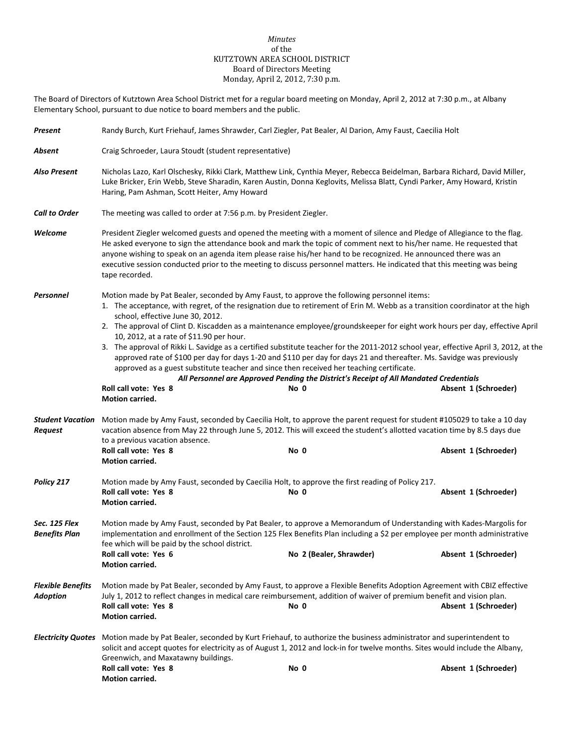*Minutes*
of the
KUTZTOWN AREA SCHOOL DISTRICT
Board of Directors Meeting
Monday, April 2, 2012, 7:30 p.m.

The Board of Directors of Kutztown Area School District met for a regular board meeting on Monday, April 2, 2012 at 7:30 p.m., at Albany Elementary School, pursuant to due notice to board members and the public.

***Present*** Randy Burch, Kurt Friehauf, James Shrawder, Carl Ziegler, Pat Bealer, Al Darion, Amy Faust, Caecilia Holt

***Absent*** Craig Schroeder, Laura Stoudt (student representative)

***Also Present*** Nicholas Lazo, Karl Olschesky, Rikki Clark, Matthew Link, Cynthia Meyer, Rebecca Beidelman, Barbara Richard, David Miller, Luke Bricker, Erin Webb, Steve Sharadin, Karen Austin, Donna Keglovits, Melissa Blatt, Cyndi Parker, Amy Howard, Kristin Haring, Pam Ashman, Scott Heiter, Amy Howard

***Call to Order*** The meeting was called to order at 7:56 p.m. by President Ziegler.

***Welcome*** President Ziegler welcomed guests and opened the meeting with a moment of silence and Pledge of Allegiance to the flag. He asked everyone to sign the attendance book and mark the topic of comment next to his/her name. He requested that anyone wishing to speak on an agenda item please raise his/her hand to be recognized. He announced there was an executive session conducted prior to the meeting to discuss personnel matters. He indicated that this meeting was being tape recorded.

***Personnel*** Motion made by Pat Bealer, seconded by Amy Faust, to approve the following personnel items:

1. The acceptance, with regret, of the resignation due to retirement of Erin M. Webb as a transition coordinator at the high school, effective June 30, 2012.
2. The approval of Clint D. Kiscadden as a maintenance employee/groundskeeper for eight work hours per day, effective April 10, 2012, at a rate of $11.90 per hour.
3. The approval of Rikki L. Savidge as a certified substitute teacher for the 2011-2012 school year, effective April 3, 2012, at the approved rate of $100 per day for days 1-20 and $110 per day for days 21 and thereafter. Ms. Savidge was previously approved as a guest substitute teacher and since then received her teaching certificate.

***All Personnel are Approved Pending the District's Receipt of All Mandated Credentials***

**Roll call vote: Yes 8** **No 0** **Absent 1 (Schroeder)**
**Motion carried.**

***Student Vacation Request*** Motion made by Amy Faust, seconded by Caecilia Holt, to approve the parent request for student #105029 to take a 10 day vacation absence from May 22 through June 5, 2012. This will exceed the student's allotted vacation time by 8.5 days due to a previous vacation absence.

**Roll call vote: Yes 8** **No 0** **Absent 1 (Schroeder)**
**Motion carried.**

***Policy 217*** Motion made by Amy Faust, seconded by Caecilia Holt, to approve the first reading of Policy 217.

**Roll call vote: Yes 8** **No 0** **Absent 1 (Schroeder)**
**Motion carried.**

***Sec. 125 Flex Benefits Plan*** Motion made by Amy Faust, seconded by Pat Bealer, to approve a Memorandum of Understanding with Kades-Margolis for implementation and enrollment of the Section 125 Flex Benefits Plan including a $2 per employee per month administrative fee which will be paid by the school district.

**Roll call vote: Yes 6** **No 2 (Bealer, Shrawder)** **Absent 1 (Schroeder)**
**Motion carried.**

***Flexible Benefits Adoption*** Motion made by Pat Bealer, seconded by Amy Faust, to approve a Flexible Benefits Adoption Agreement with CBIZ effective July 1, 2012 to reflect changes in medical care reimbursement, addition of waiver of premium benefit and vision plan.

**Roll call vote: Yes 8** **No 0** **Absent 1 (Schroeder)**
**Motion carried.**

***Electricity Quotes*** Motion made by Pat Bealer, seconded by Kurt Friehauf, to authorize the business administrator and superintendent to solicit and accept quotes for electricity as of August 1, 2012 and lock-in for twelve months. Sites would include the Albany, Greenwich, and Maxatawny buildings.

**Roll call vote: Yes 8** **No 0** **Absent 1 (Schroeder)**
**Motion carried.**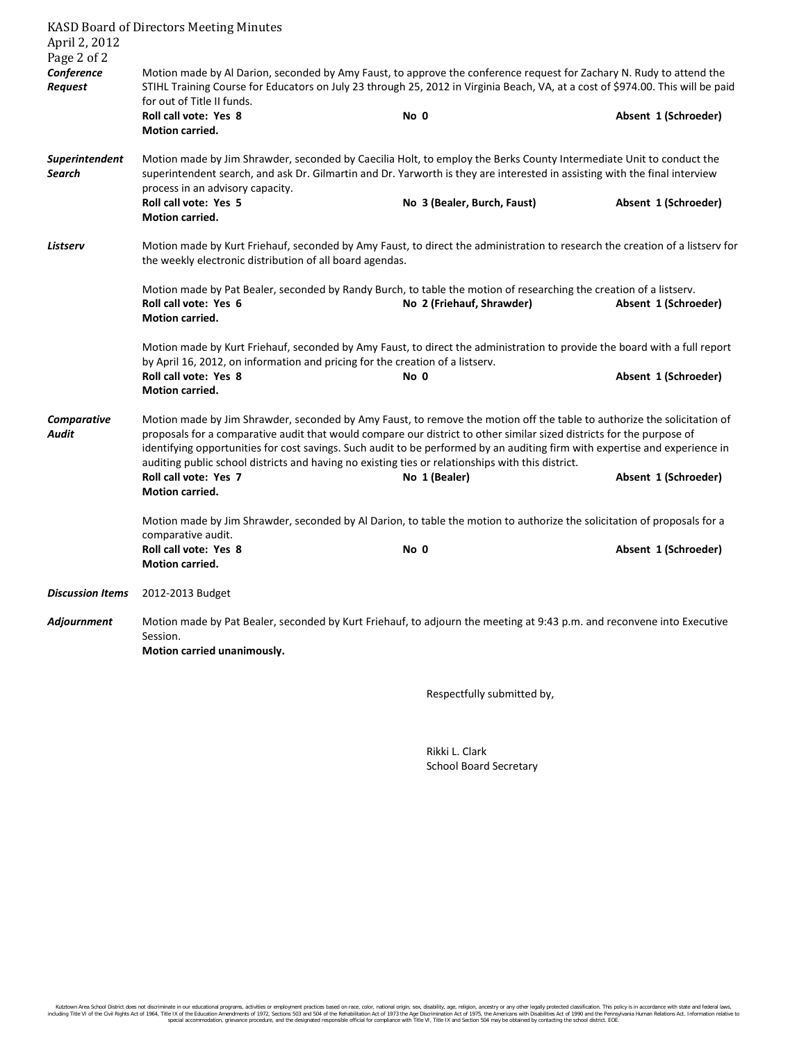***Conference Request***

Motion made by Al Darion, seconded by Amy Faust, to approve the conference request for Zachary N. Rudy to attend the STIHL Training Course for Educators on July 23 through 25, 2012 in Virginia Beach, VA, at a cost of $974.00. This will be paid for out of Title II funds.

**Roll call vote: Yes 8** **No 0** **Absent 1 (Schroeder)**
**Motion carried.**

***Superintendent Search***

Motion made by Jim Shrawder, seconded by Caecilia Holt, to employ the Berks County Intermediate Unit to conduct the superintendent search, and ask Dr. Gilmartin and Dr. Yarworth is they are interested in assisting with the final interview process in an advisory capacity.

**Roll call vote: Yes 5** **No 3 (Bealer, Burch, Faust)** **Absent 1 (Schroeder)**
**Motion carried.**

***Listserv***

Motion made by Kurt Friehauf, seconded by Amy Faust, to direct the administration to research the creation of a listserv for the weekly electronic distribution of all board agendas.

Motion made by Pat Bealer, seconded by Randy Burch, to table the motion of researching the creation of a listserv.

**Roll call vote: Yes 6** **No 2 (Friehauf, Shrawder)** **Absent 1 (Schroeder)**
**Motion carried.**

Motion made by Kurt Friehauf, seconded by Amy Faust, to direct the administration to provide the board with a full report by April 16, 2012, on information and pricing for the creation of a listserv.

**Roll call vote: Yes 8** **No 0** **Absent 1 (Schroeder)**
**Motion carried.**

***Comparative Audit***

Motion made by Jim Shrawder, seconded by Amy Faust, to remove the motion off the table to authorize the solicitation of proposals for a comparative audit that would compare our district to other similar sized districts for the purpose of identifying opportunities for cost savings. Such audit to be performed by an auditing firm with expertise and experience in auditing public school districts and having no existing ties or relationships with this district.

**Roll call vote: Yes 7** **No 1 (Bealer)** **Absent 1 (Schroeder)**
**Motion carried.**

Motion made by Jim Shrawder, seconded by Al Darion, to table the motion to authorize the solicitation of proposals for a comparative audit.

**Roll call vote: Yes 8** **No 0** **Absent 1 (Schroeder)**
**Motion carried.**

***Discussion Items***

2012-2013 Budget

***Adjournment***

Motion made by Pat Bealer, seconded by Kurt Friehauf, to adjourn the meeting at 9:43 p.m. and reconvene into Executive Session.

**Motion carried unanimously.**

Respectfully submitted by,

Rikki L. Clark
School Board Secretary

Kutztown Area School District does not discriminate in our educational programs, activities or employment practices based on race, color, national origin, sex, disability, age, religion, ancestry or any other legally protected classification. This policy is in accordance with state and federal laws, including Title VI of the Civil Rights Act of 1964, Title IX of the Education Amendments of 1972, Sections 503 and 504 of the Rehabilitation Act of 1973 the Age Discrimination Act of 1975, the Americans with Disabilities Act of 1990 and the Pennsylvania Human Relations Act. Information relative to special accommodation, grievance procedure, and the designated responsible official for compliance with Title VI, Title IX and Section 504 may be obtained by contacting the school district. EOE.